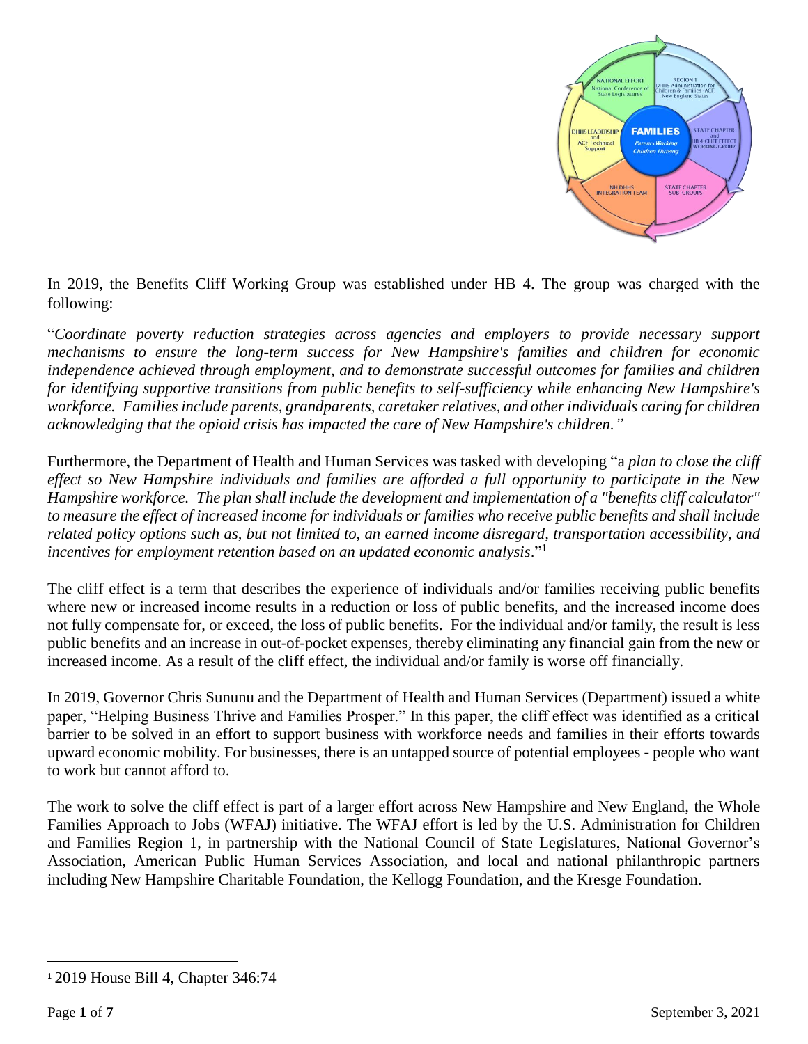In 2019, the Benefits Cliff Working Group was established under HB 4. The group was charged with the following:

"*Coordinate poverty reduction strategies across agencies and employers to provide necessary support mechanisms to ensure the long-term success for New Hampshire's families and children for economic independence achieved through employment, and to demonstrate successful outcomes for families and children for identifying supportive transitions from public benefits to self-sufficiency while enhancing New Hampshire's workforce. Families include parents, grandparents, caretaker relatives, and other individuals caring for children acknowledging that the opioid crisis has impacted the care of New Hampshire's children.*"

Furthermore, the Department of Health and Human Services was tasked with developing "a *plan to close the cliff effect so New Hampshire individuals and families are afforded a full opportunity to participate in the New Hampshire workforce. The plan shall include the development and implementation of a "benefits cliff calculator" to measure the effect of increased income for individuals or families who receive public benefits and shall include related policy options such as, but not limited to, an earned income disregard, transportation accessibility, and incentives for employment retention based on an updated economic analysis*."[1]

The cliff effect is a term that describes the experience of individuals and/or families receiving public benefits where new or increased income results in a reduction or loss of public benefits, and the increased income does not fully compensate for, or exceed, the loss of public benefits. For the individual and/or family, the result is less public benefits and an increase in out-of-pocket expenses, thereby eliminating any financial gain from the new or increased income. As a result of the cliff effect, the individual and/or family is worse off financially.

In 2019, Governor Chris Sununu and the Department of Health and Human Services (Department) issued a white paper, "Helping Business Thrive and Families Prosper." In this paper, the cliff effect was identified as a critical barrier to be solved in an effort to support business with workforce needs and families in their efforts towards upward economic mobility. For businesses, there is an untapped source of potential employees - people who want to work but cannot afford to.

The work to solve the cliff effect is part of a larger effort across New Hampshire and New England, the Whole Families Approach to Jobs (WFAJ) initiative. The WFAJ effort is led by the U.S. Administration for Children and Families Region 1, in partnership with the National Council of State Legislatures, National Governor's Association, American Public Human Services Association, and local and national philanthropic partners including New Hampshire Charitable Foundation, the Kellogg Foundation, and the Kresge Foundation.

[1] 2019 House Bill 4, Chapter 346:74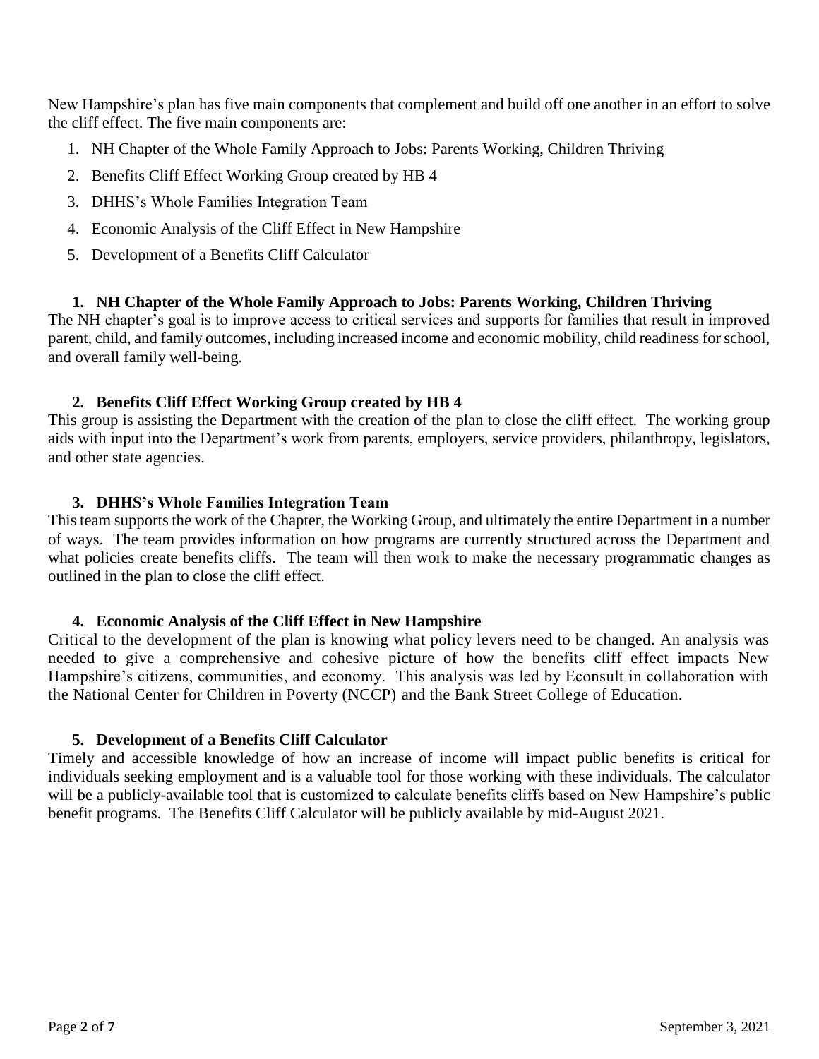New Hampshire's plan has five main components that complement and build off one another in an effort to solve the cliff effect. The five main components are:

1. NH Chapter of the Whole Family Approach to Jobs: Parents Working, Children Thriving
2. Benefits Cliff Effect Working Group created by HB 4
3. DHHS's Whole Families Integration Team
4. Economic Analysis of the Cliff Effect in New Hampshire
5. Development of a Benefits Cliff Calculator

### 1. NH Chapter of the Whole Family Approach to Jobs: Parents Working, Children Thriving

The NH chapter's goal is to improve access to critical services and supports for families that result in improved parent, child, and family outcomes, including increased income and economic mobility, child readiness for school, and overall family well-being.

### 2. Benefits Cliff Effect Working Group created by HB 4

This group is assisting the Department with the creation of the plan to close the cliff effect. The working group aids with input into the Department's work from parents, employers, service providers, philanthropy, legislators, and other state agencies.

### 3. DHHS's Whole Families Integration Team

This team supports the work of the Chapter, the Working Group, and ultimately the entire Department in a number of ways. The team provides information on how programs are currently structured across the Department and what policies create benefits cliffs. The team will then work to make the necessary programmatic changes as outlined in the plan to close the cliff effect.

### 4. Economic Analysis of the Cliff Effect in New Hampshire

Critical to the development of the plan is knowing what policy levers need to be changed. An analysis was needed to give a comprehensive and cohesive picture of how the benefits cliff effect impacts New Hampshire's citizens, communities, and economy. This analysis was led by Econsult in collaboration with the National Center for Children in Poverty (NCCP) and the Bank Street College of Education.

### 5. Development of a Benefits Cliff Calculator

Timely and accessible knowledge of how an increase of income will impact public benefits is critical for individuals seeking employment and is a valuable tool for those working with these individuals. The calculator will be a publicly-available tool that is customized to calculate benefits cliffs based on New Hampshire's public benefit programs. The Benefits Cliff Calculator will be publicly available by mid-August 2021.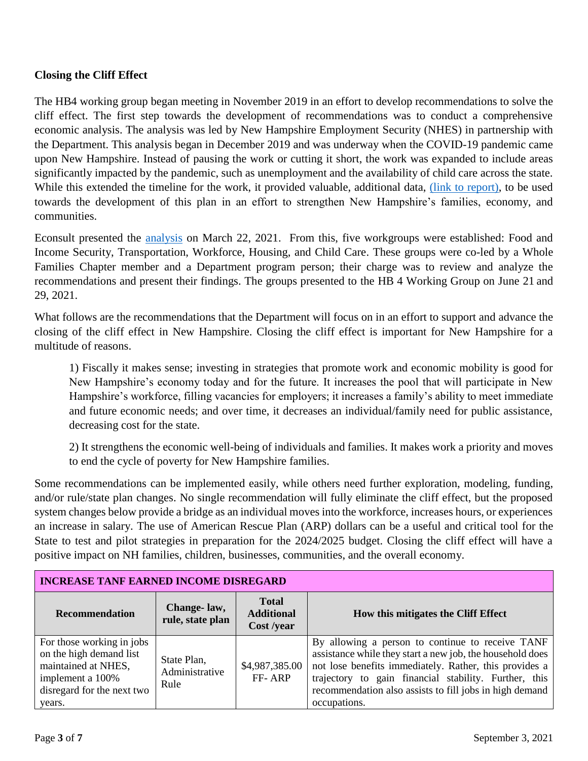**Closing the Cliff Effect**

The HB4 working group began meeting in November 2019 in an effort to develop recommendations to solve the cliff effect. The first step towards the development of recommendations was to conduct a comprehensive economic analysis. The analysis was led by New Hampshire Employment Security (NHES) in partnership with the Department. This analysis began in December 2019 and was underway when the COVID-19 pandemic came upon New Hampshire. Instead of pausing the work or cutting it short, the work was expanded to include areas significantly impacted by the pandemic, such as unemployment and the availability of child care across the state. While this extended the timeline for the work, it provided valuable, additional data, (link to report), to be used towards the development of this plan in an effort to strengthen New Hampshire's families, economy, and communities.

Econsult presented the analysis on March 22, 2021. From this, five workgroups were established: Food and Income Security, Transportation, Workforce, Housing, and Child Care. These groups were co-led by a Whole Families Chapter member and a Department program person; their charge was to review and analyze the recommendations and present their findings. The groups presented to the HB 4 Working Group on June 21 and 29, 2021.

What follows are the recommendations that the Department will focus on in an effort to support and advance the closing of the cliff effect in New Hampshire. Closing the cliff effect is important for New Hampshire for a multitude of reasons.

> 1) Fiscally it makes sense; investing in strategies that promote work and economic mobility is good for New Hampshire's economy today and for the future. It increases the pool that will participate in New Hampshire's workforce, filling vacancies for employers; it increases a family's ability to meet immediate and future economic needs; and over time, it decreases an individual/family need for public assistance, decreasing cost for the state.
>
> 2) It strengthens the economic well-being of individuals and families. It makes work a priority and moves to end the cycle of poverty for New Hampshire families.

Some recommendations can be implemented easily, while others need further exploration, modeling, funding, and/or rule/state plan changes. No single recommendation will fully eliminate the cliff effect, but the proposed system changes below provide a bridge as an individual moves into the workforce, increases hours, or experiences an increase in salary. The use of American Rescue Plan (ARP) dollars can be a useful and critical tool for the State to test and pilot strategies in preparation for the 2024/2025 budget. Closing the cliff effect will have a positive impact on NH families, children, businesses, communities, and the overall economy.

| **INCREASE TANF EARNED INCOME DISREGARD** | | | |
|---|---|---|---|
| **Recommendation** | **Change- law, rule, state plan** | **Total Additional Cost /year** | **How this mitigates the Cliff Effect** |
| For those working in jobs on the high demand list maintained at NHES, implement a 100% disregard for the next two years. | State Plan, Administrative Rule | $4,987,385.00 FF- ARP | By allowing a person to continue to receive TANF assistance while they start a new job, the household does not lose benefits immediately. Rather, this provides a trajectory to gain financial stability. Further, this recommendation also assists to fill jobs in high demand occupations. |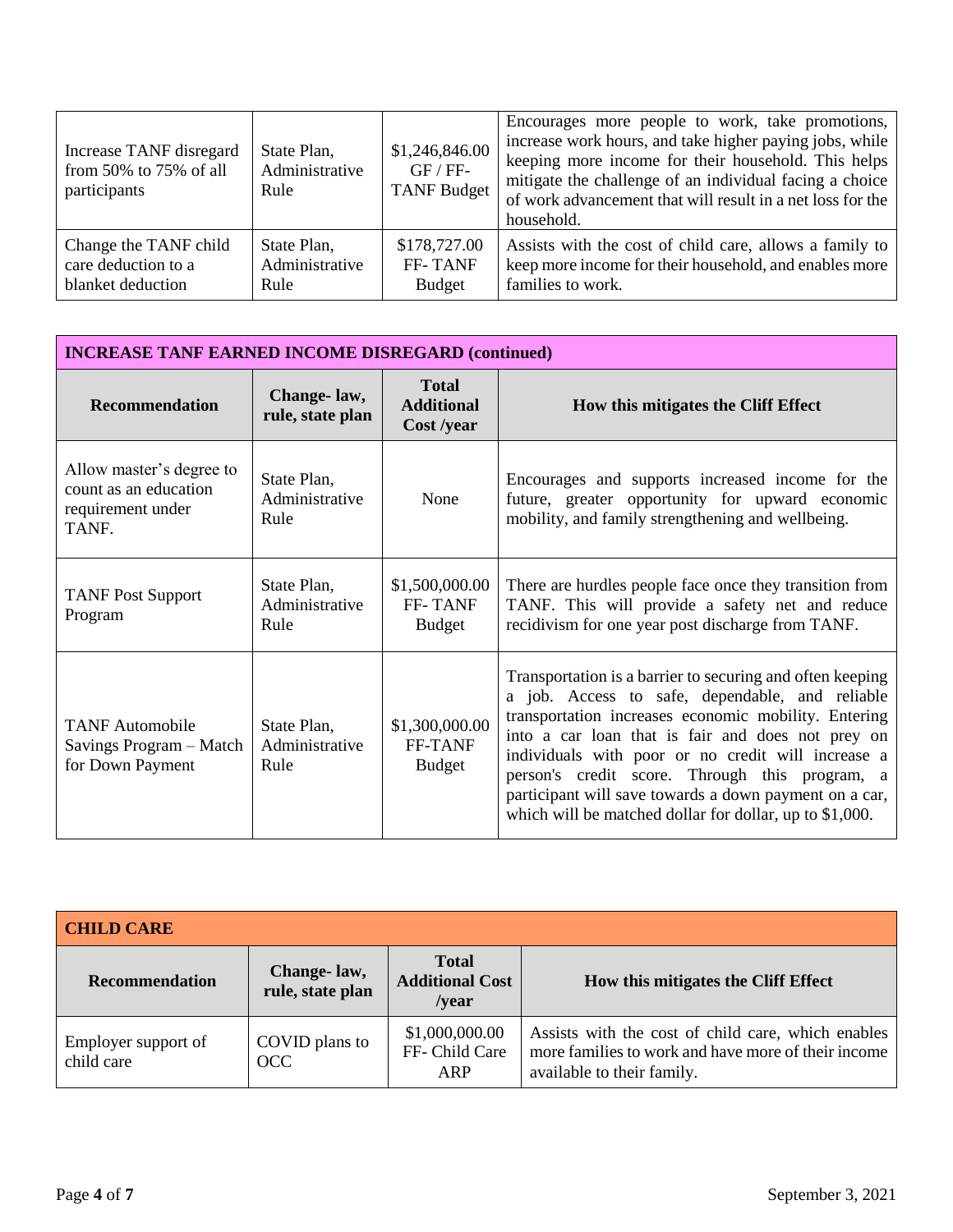| | | | |
|---|---|---|---|
| Increase TANF disregard from 50% to 75% of all participants | State Plan, Administrative Rule | $1,246,846.00 GF / FF-TANF Budget | Encourages more people to work, take promotions, increase work hours, and take higher paying jobs, while keeping more income for their household. This helps mitigate the challenge of an individual facing a choice of work advancement that will result in a net loss for the household. |
| Change the TANF child care deduction to a blanket deduction | State Plan, Administrative Rule | $178,727.00 FF- TANF Budget | Assists with the cost of child care, allows a family to keep more income for their household, and enables more families to work. |

**INCREASE TANF EARNED INCOME DISREGARD (continued)**

| Recommendation | Change- law, rule, state plan | Total Additional Cost /year | How this mitigates the Cliff Effect |
|---|---|---|---|
| Allow master's degree to count as an education requirement under TANF. | State Plan, Administrative Rule | None | Encourages and supports increased income for the future, greater opportunity for upward economic mobility, and family strengthening and wellbeing. |
| TANF Post Support Program | State Plan, Administrative Rule | $1,500,000.00 FF- TANF Budget | There are hurdles people face once they transition from TANF. This will provide a safety net and reduce recidivism for one year post discharge from TANF. |
| TANF Automobile Savings Program – Match for Down Payment | State Plan, Administrative Rule | $1,300,000.00 FF-TANF Budget | Transportation is a barrier to securing and often keeping a job. Access to safe, dependable, and reliable transportation increases economic mobility. Entering into a car loan that is fair and does not prey on individuals with poor or no credit will increase a person's credit score. Through this program, a participant will save towards a down payment on a car, which will be matched dollar for dollar, up to $1,000. |

**CHILD CARE**

| Recommendation | Change- law, rule, state plan | Total Additional Cost /year | How this mitigates the Cliff Effect |
|---|---|---|---|
| Employer support of child care | COVID plans to OCC | $1,000,000.00 FF- Child Care ARP | Assists with the cost of child care, which enables more families to work and have more of their income available to their family. |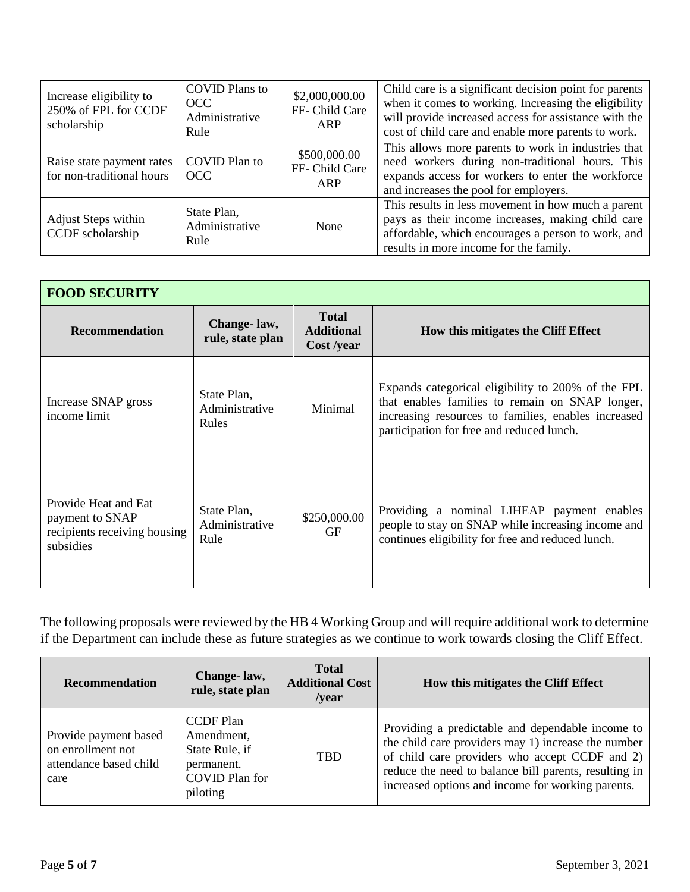| Increase eligibility to 250% of FPL for CCDF scholarship | COVID Plans to OCC Administrative Rule | $2,000,000.00 FF- Child Care ARP | Child care is a significant decision point for parents when it comes to working. Increasing the eligibility will provide increased access for assistance with the cost of child care and enable more parents to work. |
|---|---|---|---|
| Raise state payment rates for non-traditional hours | COVID Plan to OCC | $500,000.00 FF- Child Care ARP | This allows more parents to work in industries that need workers during non-traditional hours. This expands access for workers to enter the workforce and increases the pool for employers. |
| Adjust Steps within CCDF scholarship | State Plan, Administrative Rule | None | This results in less movement in how much a parent pays as their income increases, making child care affordable, which encourages a person to work, and results in more income for the family. |

| **FOOD SECURITY** | | | |
|---|---|---|---|
| **Recommendation** | **Change- law, rule, state plan** | **Total Additional Cost /year** | **How this mitigates the Cliff Effect** |
| Increase SNAP gross income limit | State Plan, Administrative Rules | Minimal | Expands categorical eligibility to 200% of the FPL that enables families to remain on SNAP longer, increasing resources to families, enables increased participation for free and reduced lunch. |
| Provide Heat and Eat payment to SNAP recipients receiving housing subsidies | State Plan, Administrative Rule | $250,000.00 GF | Providing a nominal LIHEAP payment enables people to stay on SNAP while increasing income and continues eligibility for free and reduced lunch. |

The following proposals were reviewed by the HB 4 Working Group and will require additional work to determine if the Department can include these as future strategies as we continue to work towards closing the Cliff Effect.

| **Recommendation** | **Change- law, rule, state plan** | **Total Additional Cost /year** | **How this mitigates the Cliff Effect** |
|---|---|---|---|
| Provide payment based on enrollment not attendance based child care | CCDF Plan Amendment, State Rule, if permanent. COVID Plan for piloting | TBD | Providing a predictable and dependable income to the child care providers may 1) increase the number of child care providers who accept CCDF and 2) reduce the need to balance bill parents, resulting in increased options and income for working parents. |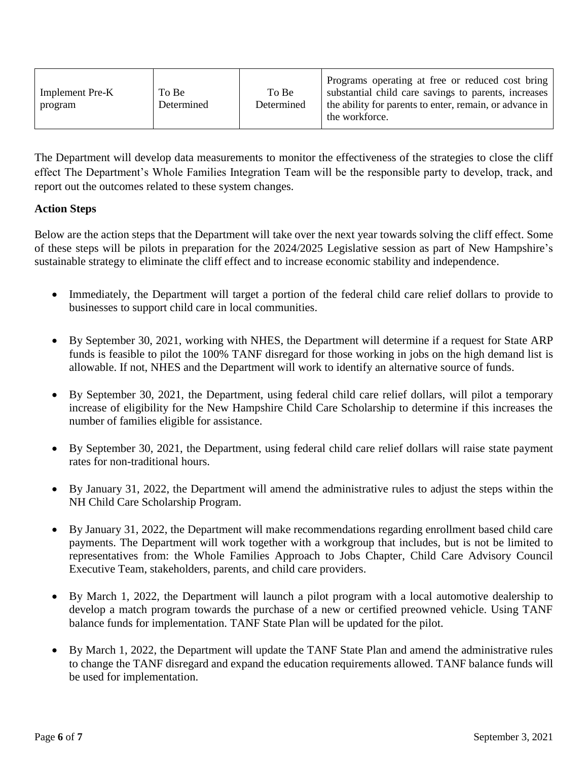| Implement Pre-K program | To Be Determined | To Be Determined | Programs operating at free or reduced cost bring substantial child care savings to parents, increases the ability for parents to enter, remain, or advance in the workforce. |
|---|---|---|---|

The Department will develop data measurements to monitor the effectiveness of the strategies to close the cliff effect The Department's Whole Families Integration Team will be the responsible party to develop, track, and report out the outcomes related to these system changes.

**Action Steps**

Below are the action steps that the Department will take over the next year towards solving the cliff effect. Some of these steps will be pilots in preparation for the 2024/2025 Legislative session as part of New Hampshire's sustainable strategy to eliminate the cliff effect and to increase economic stability and independence.

- Immediately, the Department will target a portion of the federal child care relief dollars to provide to businesses to support child care in local communities.
- By September 30, 2021, working with NHES, the Department will determine if a request for State ARP funds is feasible to pilot the 100% TANF disregard for those working in jobs on the high demand list is allowable. If not, NHES and the Department will work to identify an alternative source of funds.
- By September 30, 2021, the Department, using federal child care relief dollars, will pilot a temporary increase of eligibility for the New Hampshire Child Care Scholarship to determine if this increases the number of families eligible for assistance.
- By September 30, 2021, the Department, using federal child care relief dollars will raise state payment rates for non-traditional hours.
- By January 31, 2022, the Department will amend the administrative rules to adjust the steps within the NH Child Care Scholarship Program.
- By January 31, 2022, the Department will make recommendations regarding enrollment based child care payments. The Department will work together with a workgroup that includes, but is not be limited to representatives from: the Whole Families Approach to Jobs Chapter, Child Care Advisory Council Executive Team, stakeholders, parents, and child care providers.
- By March 1, 2022, the Department will launch a pilot program with a local automotive dealership to develop a match program towards the purchase of a new or certified preowned vehicle. Using TANF balance funds for implementation. TANF State Plan will be updated for the pilot.
- By March 1, 2022, the Department will update the TANF State Plan and amend the administrative rules to change the TANF disregard and expand the education requirements allowed. TANF balance funds will be used for implementation.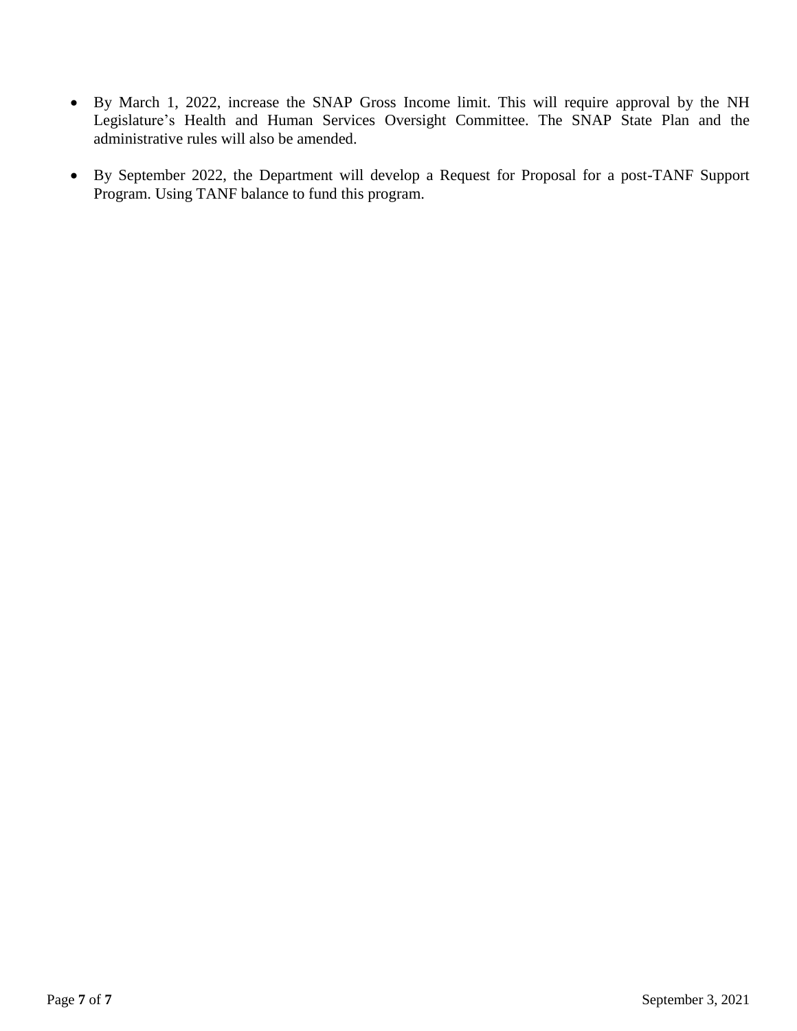- By March 1, 2022, increase the SNAP Gross Income limit. This will require approval by the NH Legislature's Health and Human Services Oversight Committee. The SNAP State Plan and the administrative rules will also be amended.

- By September 2022, the Department will develop a Request for Proposal for a post-TANF Support Program. Using TANF balance to fund this program.